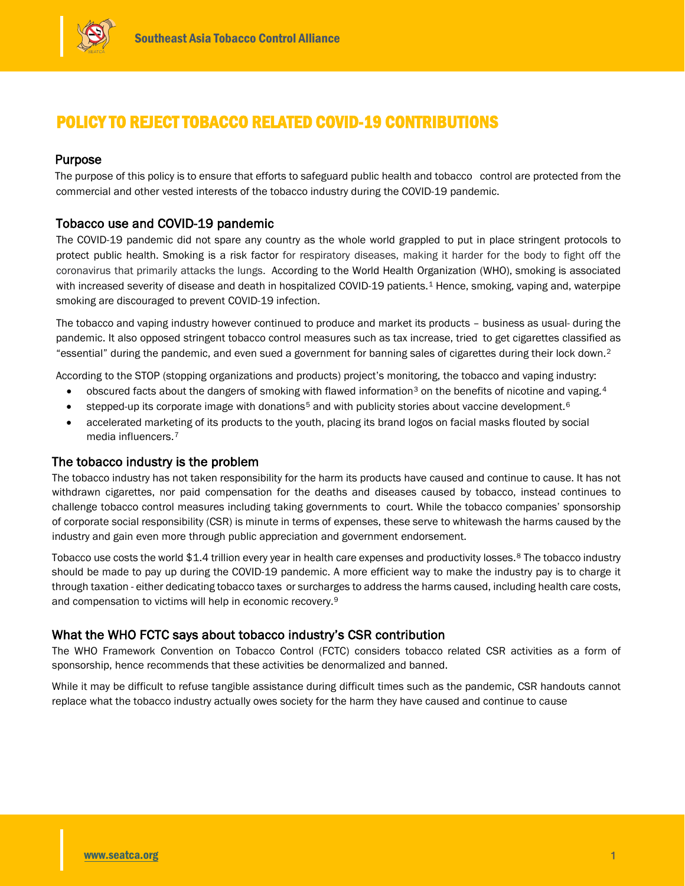# POLICY TO REJECT TOBACCO RELATED COVID-19 CONTRIBUTIONS

## Purpose

The purpose of this policy is to ensure that efforts to safeguard public health and tobacco control are protected from the commercial and other vested interests of the tobacco industry during the COVID-19 pandemic.

## Tobacco use and COVID-19 pandemic

The COVID-19 pandemic did not spare any country as the whole world grappled to put in place stringent protocols to protect public health. Smoking is a risk factor for respiratory diseases, making it harder for the body to fight off the coronavirus that primarily attacks the lungs. According to the World Health Organization (WHO), smoking is associated with increased severity of disease and death in hospitalized COVID-19 patients.[1] Hence, smoking, vaping and, waterpipe smoking are discouraged to prevent COVID-19 infection.

The tobacco and vaping industry however continued to produce and market its products – business as usual- during the pandemic. It also opposed stringent tobacco control measures such as tax increase, tried to get cigarettes classified as "essential" during the pandemic, and even sued a government for banning sales of cigarettes during their lock down.[2]

According to the STOP (stopping organizations and products) project's monitoring, the tobacco and vaping industry:

- obscured facts about the dangers of smoking with flawed information[3] on the benefits of nicotine and vaping.[4]
- stepped-up its corporate image with donations[5] and with publicity stories about vaccine development.[6]
- accelerated marketing of its products to the youth, placing its brand logos on facial masks flouted by social media influencers.[7]

## The tobacco industry is the problem

The tobacco industry has not taken responsibility for the harm its products have caused and continue to cause. It has not withdrawn cigarettes, nor paid compensation for the deaths and diseases caused by tobacco, instead continues to challenge tobacco control measures including taking governments to court. While the tobacco companies' sponsorship of corporate social responsibility (CSR) is minute in terms of expenses, these serve to whitewash the harms caused by the industry and gain even more through public appreciation and government endorsement.

Tobacco use costs the world $1.4 trillion every year in health care expenses and productivity losses.[8] The tobacco industry should be made to pay up during the COVID-19 pandemic. A more efficient way to make the industry pay is to charge it through taxation - either dedicating tobacco taxes or surcharges to address the harms caused, including health care costs, and compensation to victims will help in economic recovery.[9]

## What the WHO FCTC says about tobacco industry's CSR contribution

The WHO Framework Convention on Tobacco Control (FCTC) considers tobacco related CSR activities as a form of sponsorship, hence recommends that these activities be denormalized and banned.

While it may be difficult to refuse tangible assistance during difficult times such as the pandemic, CSR handouts cannot replace what the tobacco industry actually owes society for the harm they have caused and continue to cause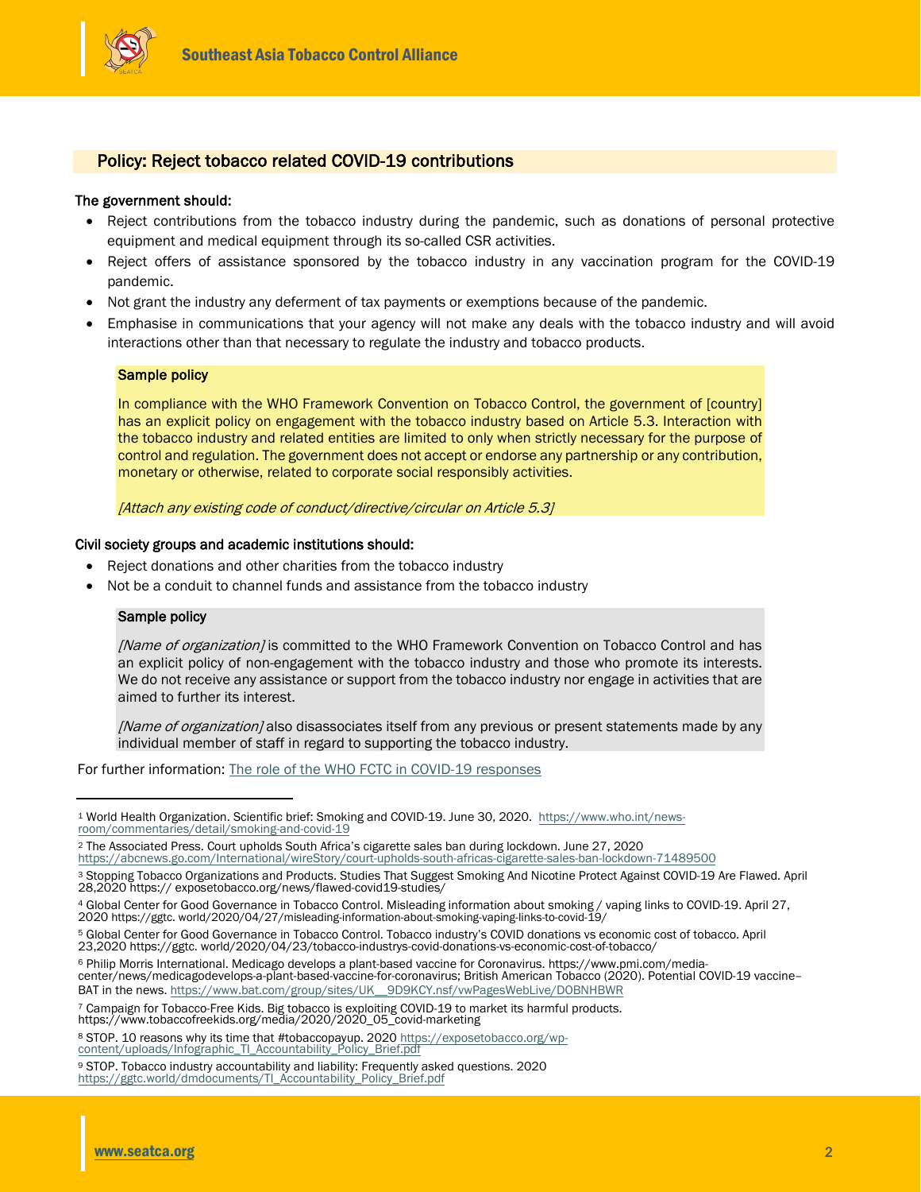## Policy: Reject tobacco related COVID-19 contributions

**The government should:**

- Reject contributions from the tobacco industry during the pandemic, such as donations of personal protective equipment and medical equipment through its so-called CSR activities.
- Reject offers of assistance sponsored by the tobacco industry in any vaccination program for the COVID-19 pandemic.
- Not grant the industry any deferment of tax payments or exemptions because of the pandemic.
- Emphasise in communications that your agency will not make any deals with the tobacco industry and will avoid interactions other than that necessary to regulate the industry and tobacco products.

> **Sample policy**
>
> In compliance with the WHO Framework Convention on Tobacco Control, the government of [country] has an explicit policy on engagement with the tobacco industry based on Article 5.3. Interaction with the tobacco industry and related entities are limited to only when strictly necessary for the purpose of control and regulation. The government does not accept or endorse any partnership or any contribution, monetary or otherwise, related to corporate social responsibly activities.
>
> *[Attach any existing code of conduct/directive/circular on Article 5.3]*

**Civil society groups and academic institutions should:**

- Reject donations and other charities from the tobacco industry
- Not be a conduit to channel funds and assistance from the tobacco industry

> **Sample policy**
>
> *[Name of organization]* is committed to the WHO Framework Convention on Tobacco Control and has an explicit policy of non-engagement with the tobacco industry and those who promote its interests. We do not receive any assistance or support from the tobacco industry nor engage in activities that are aimed to further its interest.
>
> *[Name of organization]* also disassociates itself from any previous or present statements made by any individual member of staff in regard to supporting the tobacco industry.

For further information: The role of the WHO FCTC in COVID-19 responses

---

[1] World Health Organization. Scientific brief: Smoking and COVID-19. June 30, 2020. https://www.who.int/news-room/commentaries/detail/smoking-and-covid-19

[2] The Associated Press. Court upholds South Africa's cigarette sales ban during lockdown. June 27, 2020 https://abcnews.go.com/International/wireStory/court-upholds-south-africas-cigarette-sales-ban-lockdown-71489500

[3] Stopping Tobacco Organizations and Products. Studies That Suggest Smoking And Nicotine Protect Against COVID-19 Are Flawed. April 28,2020 https:// exposetobacco.org/news/flawed-covid19-studies/

[4] Global Center for Good Governance in Tobacco Control. Misleading information about smoking / vaping links to COVID-19. April 27, 2020 https://ggtc. world/2020/04/27/misleading-information-about-smoking-vaping-links-to-covid-19/

[5] Global Center for Good Governance in Tobacco Control. Tobacco industry's COVID donations vs economic cost of tobacco. April 23,2020 https://ggtc. world/2020/04/23/tobacco-industrys-covid-donations-vs-economic-cost-of-tobacco/

[6] Philip Morris International. Medicago develops a plant-based vaccine for Coronavirus. https://www.pmi.com/media-center/news/medicagodevelops-a-plant-based-vaccine-for-coronavirus; British American Tobacco (2020). Potential COVID-19 vaccine– BAT in the news. https://www.bat.com/group/sites/UK__9D9KCY.nsf/vwPagesWebLive/DOBNHBWR

[7] Campaign for Tobacco-Free Kids. Big tobacco is exploiting COVID-19 to market its harmful products. https://www.tobaccofreekids.org/media/2020/2020_05_covid-marketing

[8] STOP. 10 reasons why its time that #tobaccopayup. 2020 https://exposetobacco.org/wp-content/uploads/Infographic_TI_Accountability_Policy_Brief.pdf

[9] STOP. Tobacco industry accountability and liability: Frequently asked questions. 2020 https://ggtc.world/dmdocuments/TI_Accountability_Policy_Brief.pdf